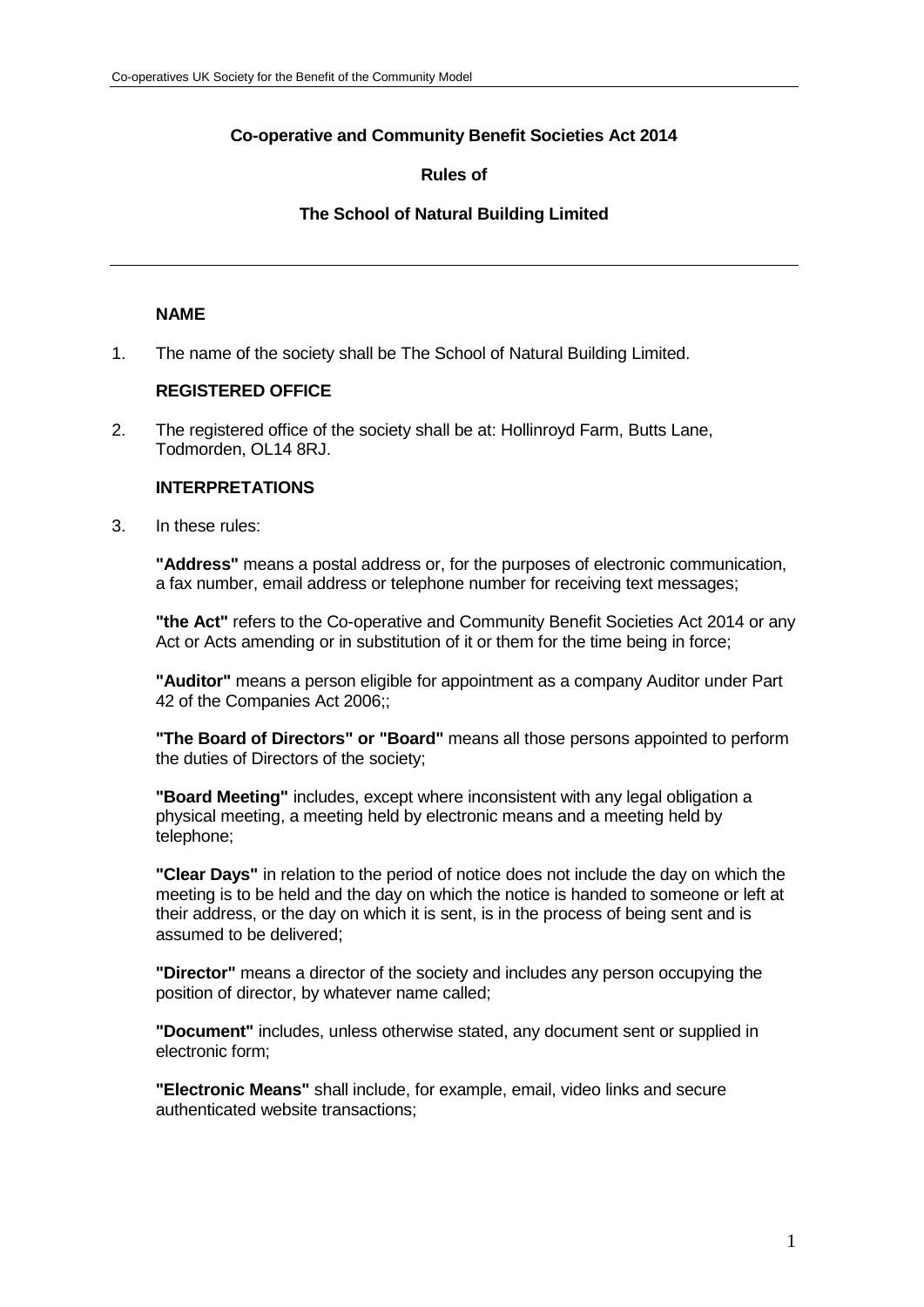**Co-operative and Community Benefit Societies Act 2014**

**Rules of**

**The School of Natural Building Limited**

---

**NAME**

1. The name of the society shall be The School of Natural Building Limited.

**REGISTERED OFFICE**

2. The registered office of the society shall be at: Hollinroyd Farm, Butts Lane, Todmorden, OL14 8RJ.

**INTERPRETATIONS**

3. In these rules:

   **"Address"** means a postal address or, for the purposes of electronic communication, a fax number, email address or telephone number for receiving text messages;

   **"the Act"** refers to the Co-operative and Community Benefit Societies Act 2014 or any Act or Acts amending or in substitution of it or them for the time being in force;

   **"Auditor"** means a person eligible for appointment as a company Auditor under Part 42 of the Companies Act 2006;;

   **"The Board of Directors" or "Board"** means all those persons appointed to perform the duties of Directors of the society;

   **"Board Meeting"** includes, except where inconsistent with any legal obligation a physical meeting, a meeting held by electronic means and a meeting held by telephone;

   **"Clear Days"** in relation to the period of notice does not include the day on which the meeting is to be held and the day on which the notice is handed to someone or left at their address, or the day on which it is sent, is in the process of being sent and is assumed to be delivered;

   **"Director"** means a director of the society and includes any person occupying the position of director, by whatever name called;

   **"Document"** includes, unless otherwise stated, any document sent or supplied in electronic form;

   **"Electronic Means"** shall include, for example, email, video links and secure authenticated website transactions;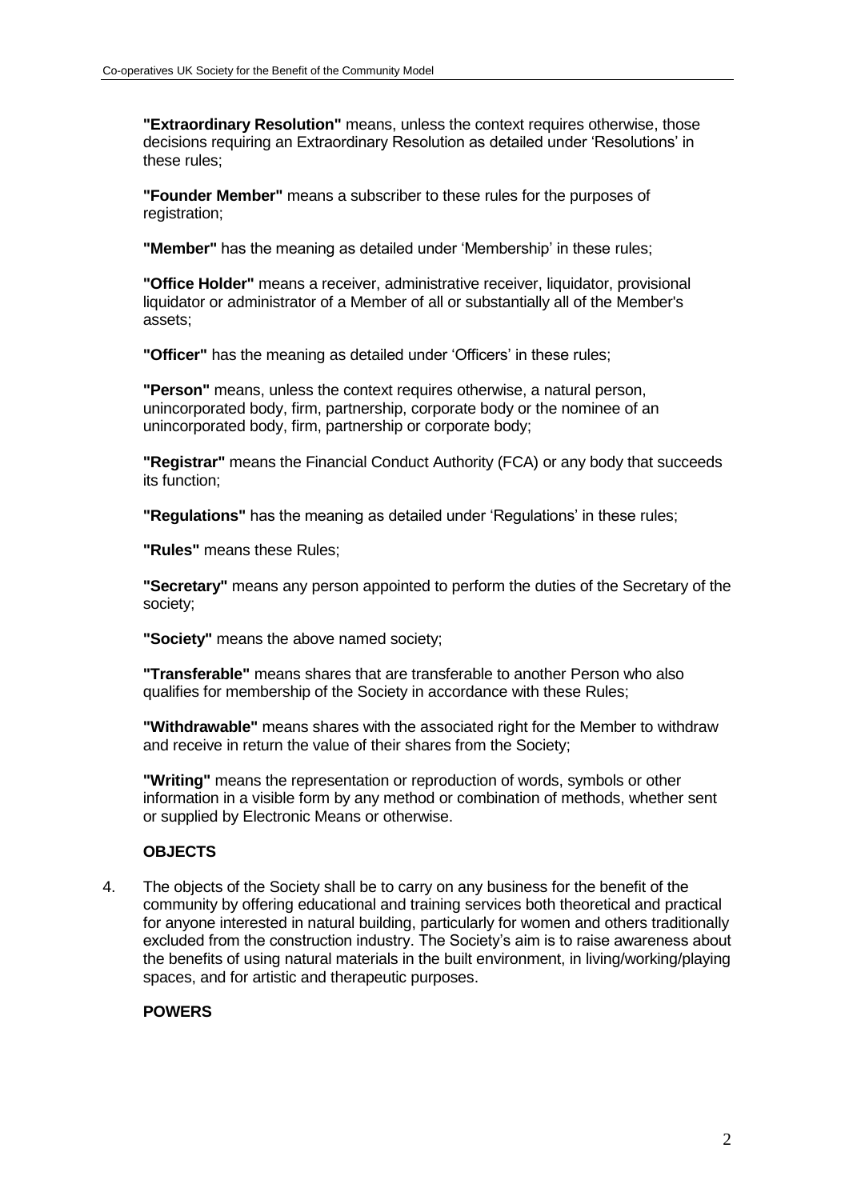**"Extraordinary Resolution"** means, unless the context requires otherwise, those decisions requiring an Extraordinary Resolution as detailed under 'Resolutions' in these rules;

**"Founder Member"** means a subscriber to these rules for the purposes of registration;

**"Member"** has the meaning as detailed under 'Membership' in these rules;

**"Office Holder"** means a receiver, administrative receiver, liquidator, provisional liquidator or administrator of a Member of all or substantially all of the Member's assets;

**"Officer"** has the meaning as detailed under 'Officers' in these rules;

**"Person"** means, unless the context requires otherwise, a natural person, unincorporated body, firm, partnership, corporate body or the nominee of an unincorporated body, firm, partnership or corporate body;

**"Registrar"** means the Financial Conduct Authority (FCA) or any body that succeeds its function;

**"Regulations"** has the meaning as detailed under 'Regulations' in these rules;

**"Rules"** means these Rules;

**"Secretary"** means any person appointed to perform the duties of the Secretary of the society;

**"Society"** means the above named society;

**"Transferable"** means shares that are transferable to another Person who also qualifies for membership of the Society in accordance with these Rules;

**"Withdrawable"** means shares with the associated right for the Member to withdraw and receive in return the value of their shares from the Society;

**"Writing"** means the representation or reproduction of words, symbols or other information in a visible form by any method or combination of methods, whether sent or supplied by Electronic Means or otherwise.

## OBJECTS

4. The objects of the Society shall be to carry on any business for the benefit of the community by offering educational and training services both theoretical and practical for anyone interested in natural building, particularly for women and others traditionally excluded from the construction industry. The Society's aim is to raise awareness about the benefits of using natural materials in the built environment, in living/working/playing spaces, and for artistic and therapeutic purposes.

## POWERS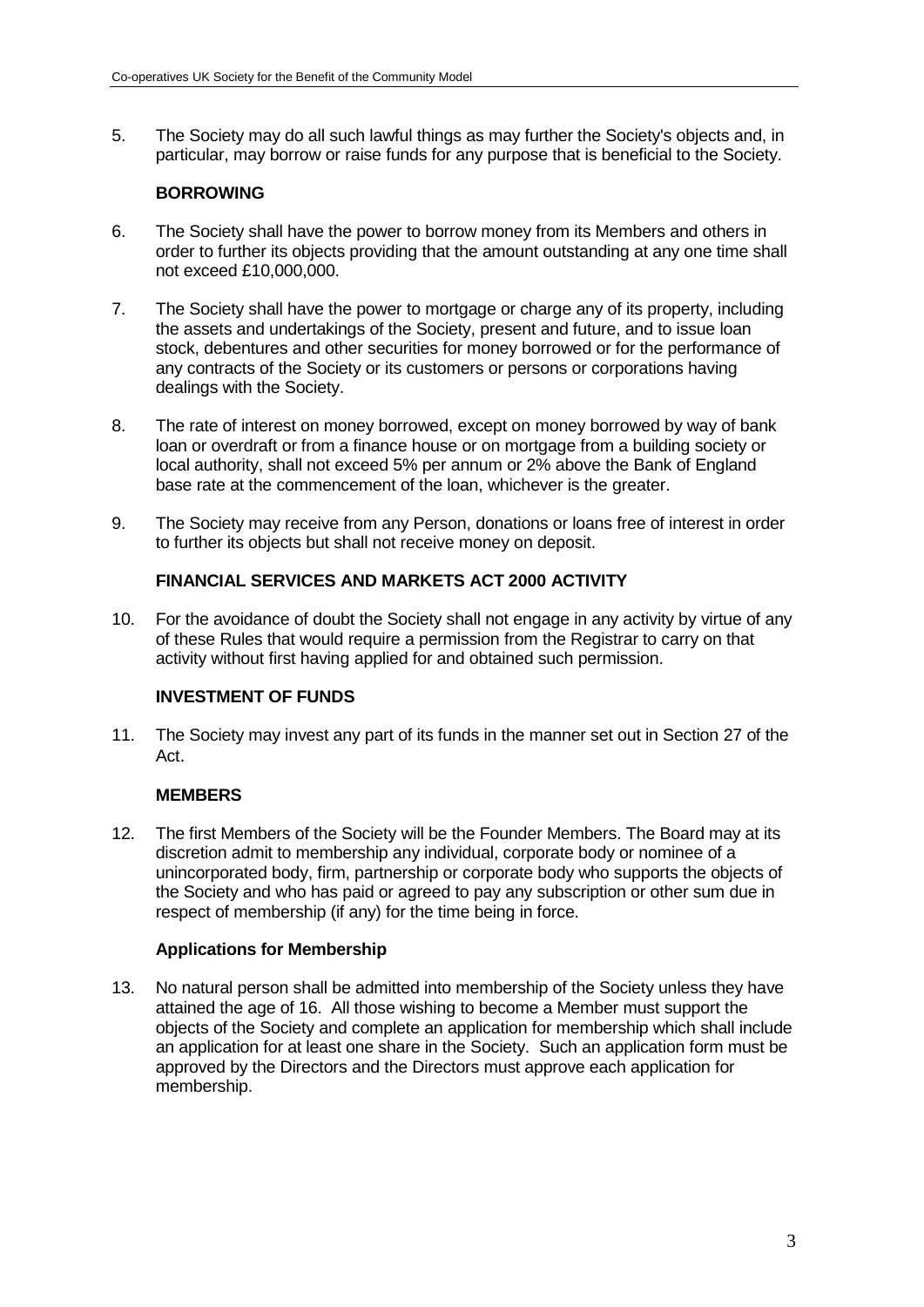5. The Society may do all such lawful things as may further the Society's objects and, in particular, may borrow or raise funds for any purpose that is beneficial to the Society.

### BORROWING

6. The Society shall have the power to borrow money from its Members and others in order to further its objects providing that the amount outstanding at any one time shall not exceed £10,000,000.

7. The Society shall have the power to mortgage or charge any of its property, including the assets and undertakings of the Society, present and future, and to issue loan stock, debentures and other securities for money borrowed or for the performance of any contracts of the Society or its customers or persons or corporations having dealings with the Society.

8. The rate of interest on money borrowed, except on money borrowed by way of bank loan or overdraft or from a finance house or on mortgage from a building society or local authority, shall not exceed 5% per annum or 2% above the Bank of England base rate at the commencement of the loan, whichever is the greater.

9. The Society may receive from any Person, donations or loans free of interest in order to further its objects but shall not receive money on deposit.

### FINANCIAL SERVICES AND MARKETS ACT 2000 ACTIVITY

10. For the avoidance of doubt the Society shall not engage in any activity by virtue of any of these Rules that would require a permission from the Registrar to carry on that activity without first having applied for and obtained such permission.

### INVESTMENT OF FUNDS

11. The Society may invest any part of its funds in the manner set out in Section 27 of the Act.

### MEMBERS

12. The first Members of the Society will be the Founder Members. The Board may at its discretion admit to membership any individual, corporate body or nominee of a unincorporated body, firm, partnership or corporate body who supports the objects of the Society and who has paid or agreed to pay any subscription or other sum due in respect of membership (if any) for the time being in force.

#### Applications for Membership

13. No natural person shall be admitted into membership of the Society unless they have attained the age of 16. All those wishing to become a Member must support the objects of the Society and complete an application for membership which shall include an application for at least one share in the Society. Such an application form must be approved by the Directors and the Directors must approve each application for membership.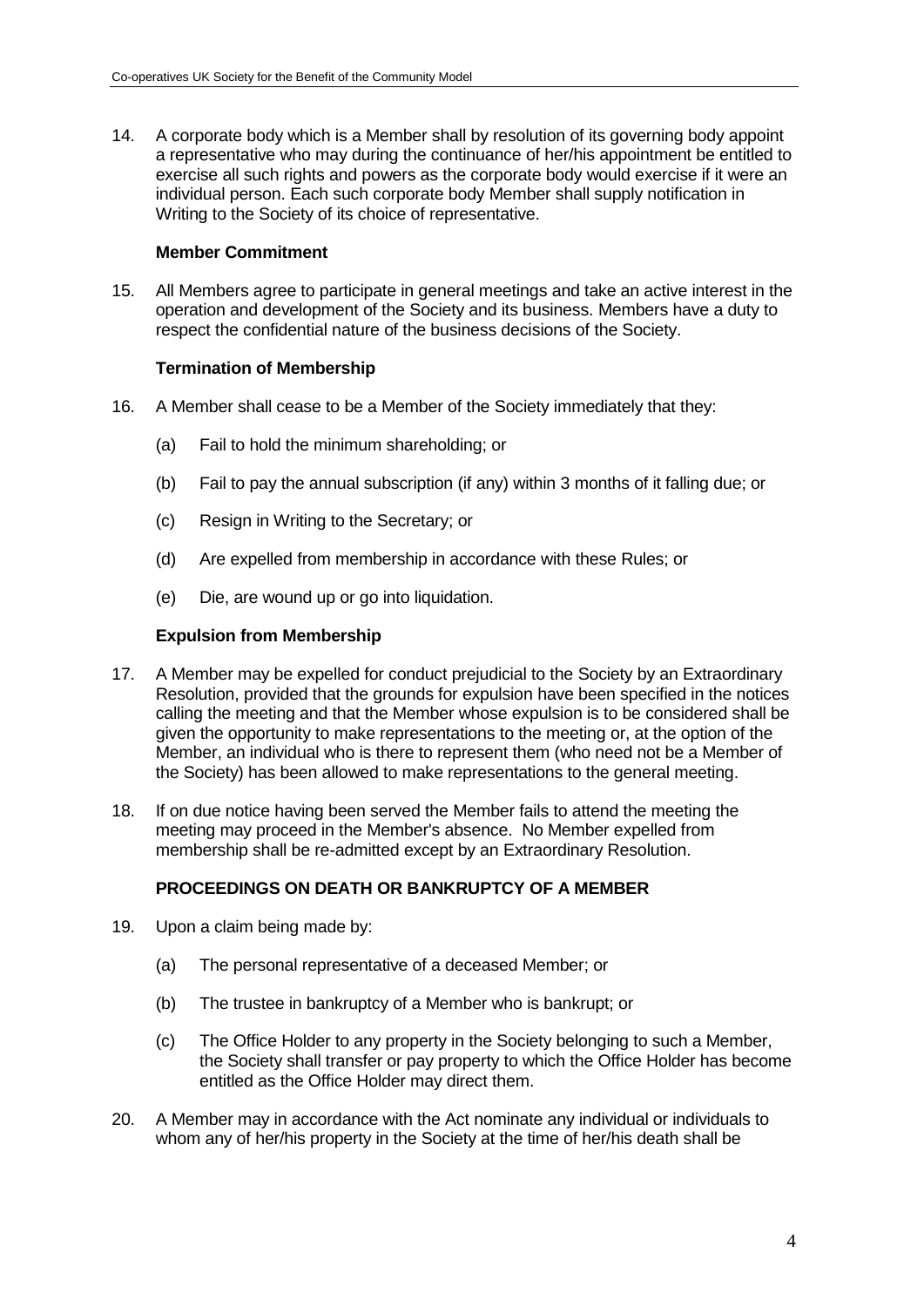14. A corporate body which is a Member shall by resolution of its governing body appoint a representative who may during the continuance of her/his appointment be entitled to exercise all such rights and powers as the corporate body would exercise if it were an individual person. Each such corporate body Member shall supply notification in Writing to the Society of its choice of representative.

### Member Commitment

15. All Members agree to participate in general meetings and take an active interest in the operation and development of the Society and its business. Members have a duty to respect the confidential nature of the business decisions of the Society.

### Termination of Membership

16. A Member shall cease to be a Member of the Society immediately that they:

    (a) Fail to hold the minimum shareholding; or

    (b) Fail to pay the annual subscription (if any) within 3 months of it falling due; or

    (c) Resign in Writing to the Secretary; or

    (d) Are expelled from membership in accordance with these Rules; or

    (e) Die, are wound up or go into liquidation.

### Expulsion from Membership

17. A Member may be expelled for conduct prejudicial to the Society by an Extraordinary Resolution, provided that the grounds for expulsion have been specified in the notices calling the meeting and that the Member whose expulsion is to be considered shall be given the opportunity to make representations to the meeting or, at the option of the Member, an individual who is there to represent them (who need not be a Member of the Society) has been allowed to make representations to the general meeting.

18. If on due notice having been served the Member fails to attend the meeting the meeting may proceed in the Member's absence. No Member expelled from membership shall be re-admitted except by an Extraordinary Resolution.

### PROCEEDINGS ON DEATH OR BANKRUPTCY OF A MEMBER

19. Upon a claim being made by:

    (a) The personal representative of a deceased Member; or

    (b) The trustee in bankruptcy of a Member who is bankrupt; or

    (c) The Office Holder to any property in the Society belonging to such a Member, the Society shall transfer or pay property to which the Office Holder has become entitled as the Office Holder may direct them.

20. A Member may in accordance with the Act nominate any individual or individuals to whom any of her/his property in the Society at the time of her/his death shall be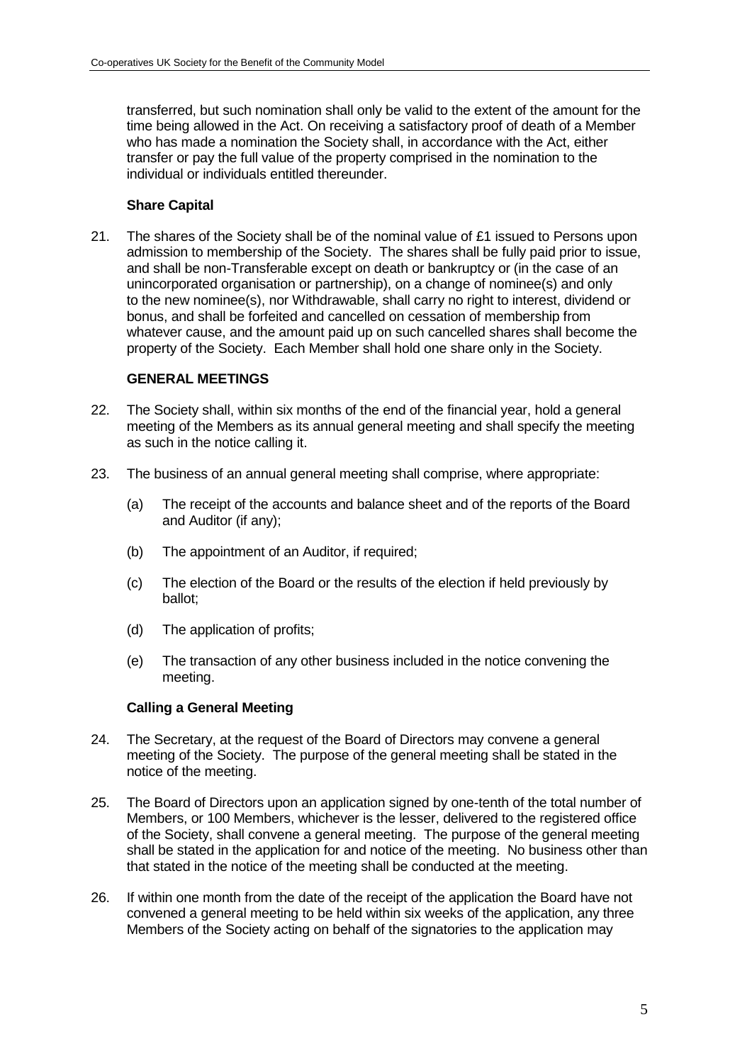transferred, but such nomination shall only be valid to the extent of the amount for the time being allowed in the Act. On receiving a satisfactory proof of death of a Member who has made a nomination the Society shall, in accordance with the Act, either transfer or pay the full value of the property comprised in the nomination to the individual or individuals entitled thereunder.

### Share Capital

21. The shares of the Society shall be of the nominal value of £1 issued to Persons upon admission to membership of the Society. The shares shall be fully paid prior to issue, and shall be non-Transferable except on death or bankruptcy or (in the case of an unincorporated organisation or partnership), on a change of nominee(s) and only to the new nominee(s), nor Withdrawable, shall carry no right to interest, dividend or bonus, and shall be forfeited and cancelled on cessation of membership from whatever cause, and the amount paid up on such cancelled shares shall become the property of the Society. Each Member shall hold one share only in the Society.

## GENERAL MEETINGS

22. The Society shall, within six months of the end of the financial year, hold a general meeting of the Members as its annual general meeting and shall specify the meeting as such in the notice calling it.

23. The business of an annual general meeting shall comprise, where appropriate:

    (a) The receipt of the accounts and balance sheet and of the reports of the Board and Auditor (if any);

    (b) The appointment of an Auditor, if required;

    (c) The election of the Board or the results of the election if held previously by ballot;

    (d) The application of profits;

    (e) The transaction of any other business included in the notice convening the meeting.

### Calling a General Meeting

24. The Secretary, at the request of the Board of Directors may convene a general meeting of the Society. The purpose of the general meeting shall be stated in the notice of the meeting.

25. The Board of Directors upon an application signed by one-tenth of the total number of Members, or 100 Members, whichever is the lesser, delivered to the registered office of the Society, shall convene a general meeting. The purpose of the general meeting shall be stated in the application for and notice of the meeting. No business other than that stated in the notice of the meeting shall be conducted at the meeting.

26. If within one month from the date of the receipt of the application the Board have not convened a general meeting to be held within six weeks of the application, any three Members of the Society acting on behalf of the signatories to the application may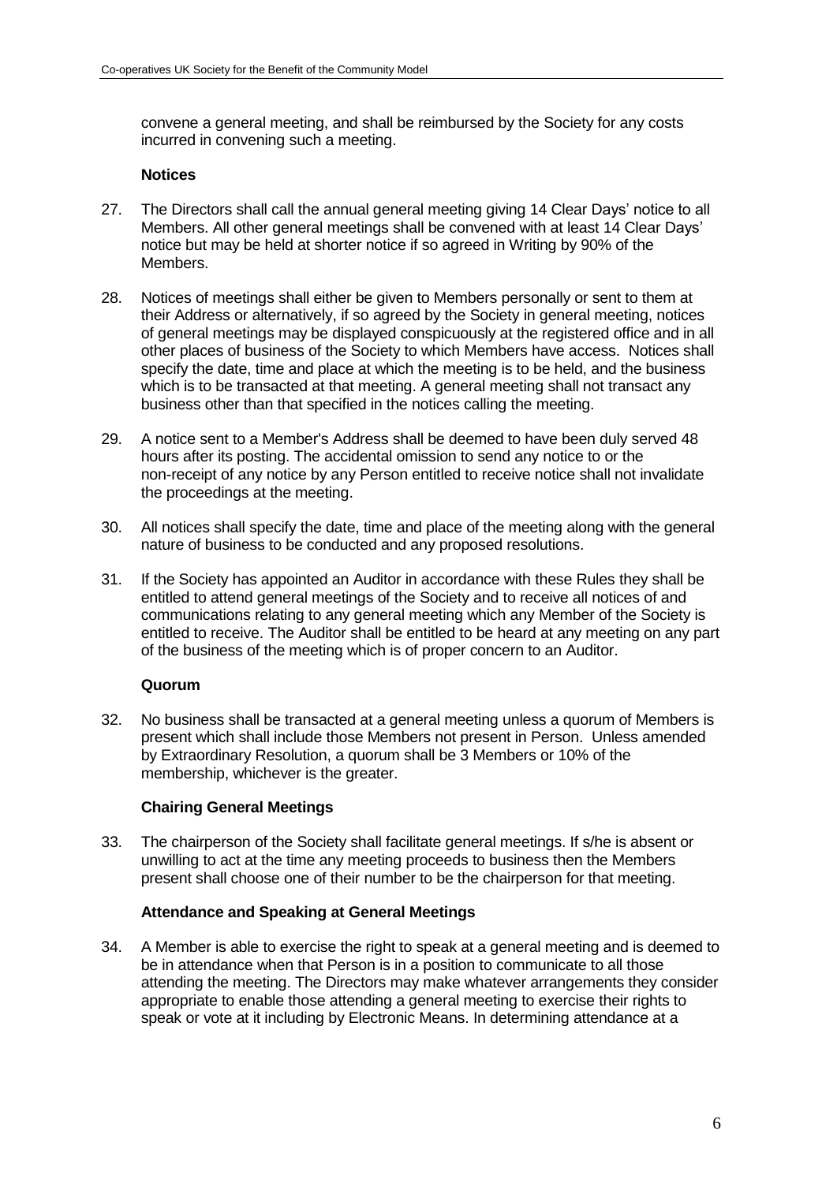convene a general meeting, and shall be reimbursed by the Society for any costs incurred in convening such a meeting.

**Notices**

27. The Directors shall call the annual general meeting giving 14 Clear Days' notice to all Members. All other general meetings shall be convened with at least 14 Clear Days' notice but may be held at shorter notice if so agreed in Writing by 90% of the Members.

28. Notices of meetings shall either be given to Members personally or sent to them at their Address or alternatively, if so agreed by the Society in general meeting, notices of general meetings may be displayed conspicuously at the registered office and in all other places of business of the Society to which Members have access. Notices shall specify the date, time and place at which the meeting is to be held, and the business which is to be transacted at that meeting. A general meeting shall not transact any business other than that specified in the notices calling the meeting.

29. A notice sent to a Member's Address shall be deemed to have been duly served 48 hours after its posting. The accidental omission to send any notice to or the non-receipt of any notice by any Person entitled to receive notice shall not invalidate the proceedings at the meeting.

30. All notices shall specify the date, time and place of the meeting along with the general nature of business to be conducted and any proposed resolutions.

31. If the Society has appointed an Auditor in accordance with these Rules they shall be entitled to attend general meetings of the Society and to receive all notices of and communications relating to any general meeting which any Member of the Society is entitled to receive. The Auditor shall be entitled to be heard at any meeting on any part of the business of the meeting which is of proper concern to an Auditor.

**Quorum**

32. No business shall be transacted at a general meeting unless a quorum of Members is present which shall include those Members not present in Person. Unless amended by Extraordinary Resolution, a quorum shall be 3 Members or 10% of the membership, whichever is the greater.

**Chairing General Meetings**

33. The chairperson of the Society shall facilitate general meetings. If s/he is absent or unwilling to act at the time any meeting proceeds to business then the Members present shall choose one of their number to be the chairperson for that meeting.

**Attendance and Speaking at General Meetings**

34. A Member is able to exercise the right to speak at a general meeting and is deemed to be in attendance when that Person is in a position to communicate to all those attending the meeting. The Directors may make whatever arrangements they consider appropriate to enable those attending a general meeting to exercise their rights to speak or vote at it including by Electronic Means. In determining attendance at a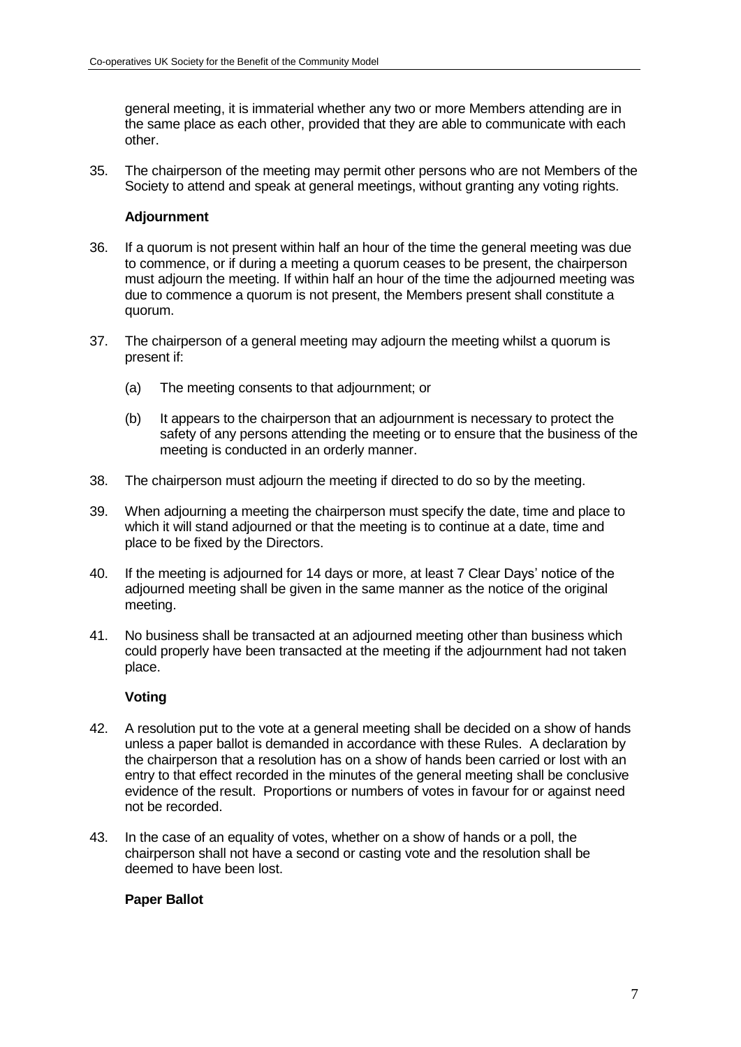general meeting, it is immaterial whether any two or more Members attending are in the same place as each other, provided that they are able to communicate with each other.

35. The chairperson of the meeting may permit other persons who are not Members of the Society to attend and speak at general meetings, without granting any voting rights.

**Adjournment**

36. If a quorum is not present within half an hour of the time the general meeting was due to commence, or if during a meeting a quorum ceases to be present, the chairperson must adjourn the meeting. If within half an hour of the time the adjourned meeting was due to commence a quorum is not present, the Members present shall constitute a quorum.

37. The chairperson of a general meeting may adjourn the meeting whilst a quorum is present if:

    (a) The meeting consents to that adjournment; or

    (b) It appears to the chairperson that an adjournment is necessary to protect the safety of any persons attending the meeting or to ensure that the business of the meeting is conducted in an orderly manner.

38. The chairperson must adjourn the meeting if directed to do so by the meeting.

39. When adjourning a meeting the chairperson must specify the date, time and place to which it will stand adjourned or that the meeting is to continue at a date, time and place to be fixed by the Directors.

40. If the meeting is adjourned for 14 days or more, at least 7 Clear Days' notice of the adjourned meeting shall be given in the same manner as the notice of the original meeting.

41. No business shall be transacted at an adjourned meeting other than business which could properly have been transacted at the meeting if the adjournment had not taken place.

**Voting**

42. A resolution put to the vote at a general meeting shall be decided on a show of hands unless a paper ballot is demanded in accordance with these Rules. A declaration by the chairperson that a resolution has on a show of hands been carried or lost with an entry to that effect recorded in the minutes of the general meeting shall be conclusive evidence of the result. Proportions or numbers of votes in favour for or against need not be recorded.

43. In the case of an equality of votes, whether on a show of hands or a poll, the chairperson shall not have a second or casting vote and the resolution shall be deemed to have been lost.

**Paper Ballot**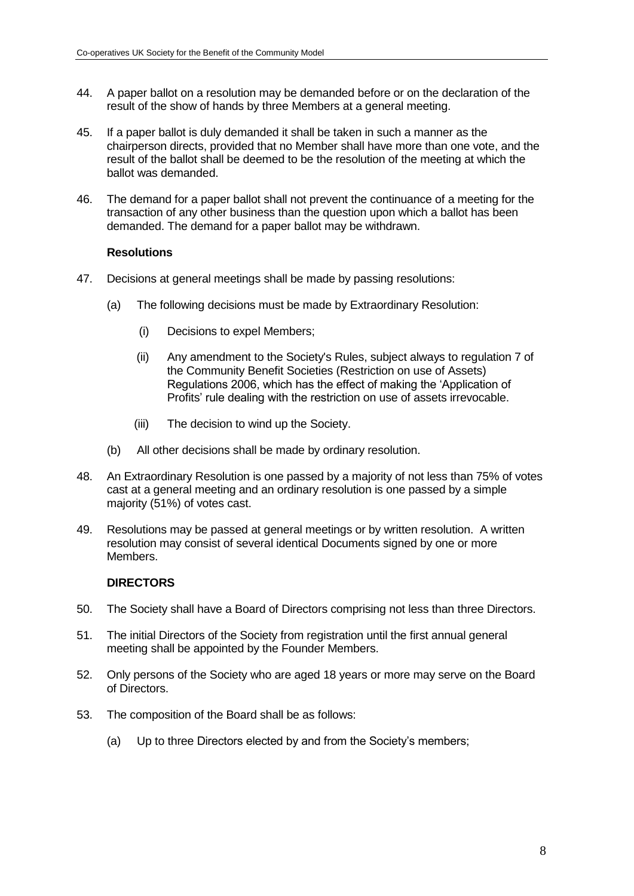44. A paper ballot on a resolution may be demanded before or on the declaration of the result of the show of hands by three Members at a general meeting.

45. If a paper ballot is duly demanded it shall be taken in such a manner as the chairperson directs, provided that no Member shall have more than one vote, and the result of the ballot shall be deemed to be the resolution of the meeting at which the ballot was demanded.

46. The demand for a paper ballot shall not prevent the continuance of a meeting for the transaction of any other business than the question upon which a ballot has been demanded. The demand for a paper ballot may be withdrawn.

**Resolutions**

47. Decisions at general meetings shall be made by passing resolutions:

    (a) The following decisions must be made by Extraordinary Resolution:

        (i) Decisions to expel Members;

        (ii) Any amendment to the Society's Rules, subject always to regulation 7 of the Community Benefit Societies (Restriction on use of Assets) Regulations 2006, which has the effect of making the 'Application of Profits' rule dealing with the restriction on use of assets irrevocable.

        (iii) The decision to wind up the Society.

    (b) All other decisions shall be made by ordinary resolution.

48. An Extraordinary Resolution is one passed by a majority of not less than 75% of votes cast at a general meeting and an ordinary resolution is one passed by a simple majority (51%) of votes cast.

49. Resolutions may be passed at general meetings or by written resolution. A written resolution may consist of several identical Documents signed by one or more Members.

**DIRECTORS**

50. The Society shall have a Board of Directors comprising not less than three Directors.

51. The initial Directors of the Society from registration until the first annual general meeting shall be appointed by the Founder Members.

52. Only persons of the Society who are aged 18 years or more may serve on the Board of Directors.

53. The composition of the Board shall be as follows:

    (a) Up to three Directors elected by and from the Society's members;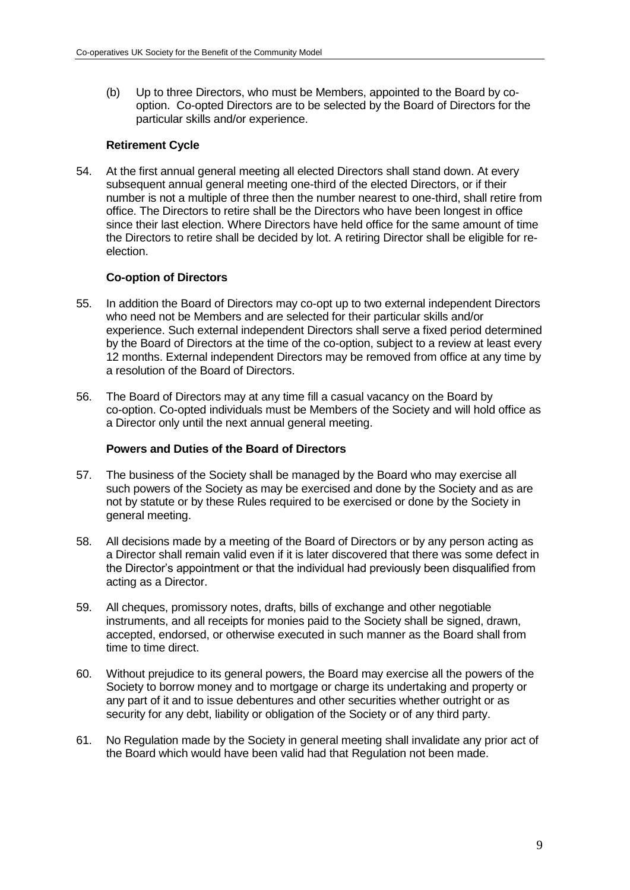(b) Up to three Directors, who must be Members, appointed to the Board by co-option. Co-opted Directors are to be selected by the Board of Directors for the particular skills and/or experience.

**Retirement Cycle**

54. At the first annual general meeting all elected Directors shall stand down. At every subsequent annual general meeting one-third of the elected Directors, or if their number is not a multiple of three then the number nearest to one-third, shall retire from office. The Directors to retire shall be the Directors who have been longest in office since their last election. Where Directors have held office for the same amount of time the Directors to retire shall be decided by lot. A retiring Director shall be eligible for re-election.

**Co-option of Directors**

55. In addition the Board of Directors may co-opt up to two external independent Directors who need not be Members and are selected for their particular skills and/or experience. Such external independent Directors shall serve a fixed period determined by the Board of Directors at the time of the co-option, subject to a review at least every 12 months. External independent Directors may be removed from office at any time by a resolution of the Board of Directors.

56. The Board of Directors may at any time fill a casual vacancy on the Board by co-option. Co-opted individuals must be Members of the Society and will hold office as a Director only until the next annual general meeting.

**Powers and Duties of the Board of Directors**

57. The business of the Society shall be managed by the Board who may exercise all such powers of the Society as may be exercised and done by the Society and as are not by statute or by these Rules required to be exercised or done by the Society in general meeting.

58. All decisions made by a meeting of the Board of Directors or by any person acting as a Director shall remain valid even if it is later discovered that there was some defect in the Director's appointment or that the individual had previously been disqualified from acting as a Director.

59. All cheques, promissory notes, drafts, bills of exchange and other negotiable instruments, and all receipts for monies paid to the Society shall be signed, drawn, accepted, endorsed, or otherwise executed in such manner as the Board shall from time to time direct.

60. Without prejudice to its general powers, the Board may exercise all the powers of the Society to borrow money and to mortgage or charge its undertaking and property or any part of it and to issue debentures and other securities whether outright or as security for any debt, liability or obligation of the Society or of any third party.

61. No Regulation made by the Society in general meeting shall invalidate any prior act of the Board which would have been valid had that Regulation not been made.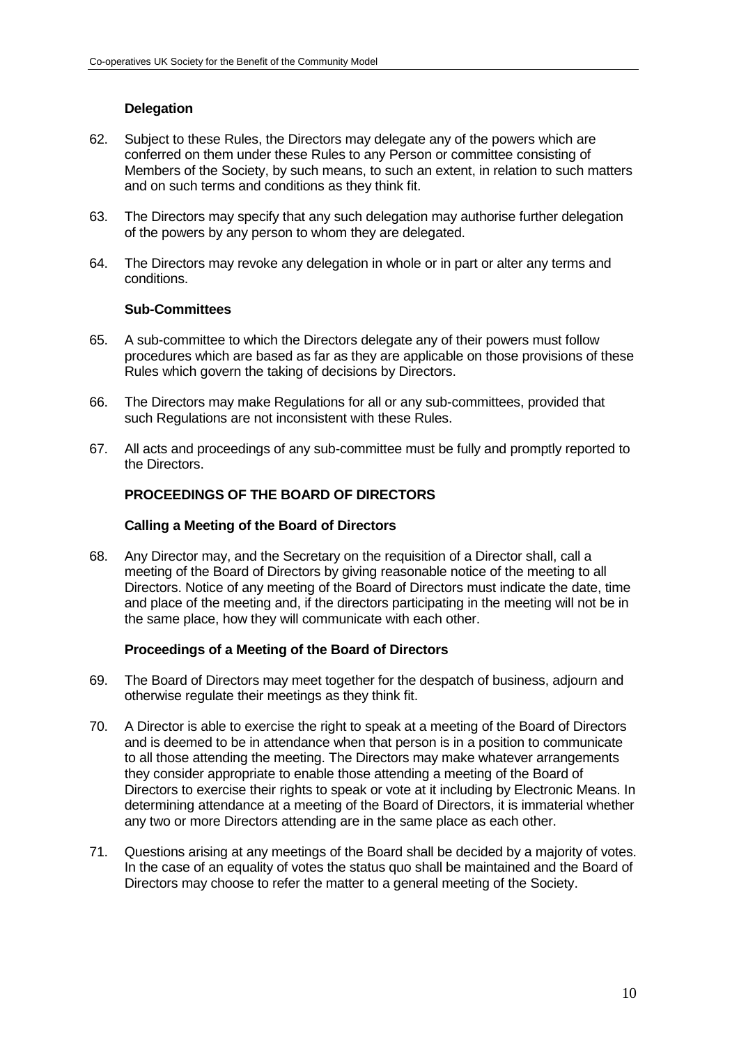### Delegation

62. Subject to these Rules, the Directors may delegate any of the powers which are conferred on them under these Rules to any Person or committee consisting of Members of the Society, by such means, to such an extent, in relation to such matters and on such terms and conditions as they think fit.

63. The Directors may specify that any such delegation may authorise further delegation of the powers by any person to whom they are delegated.

64. The Directors may revoke any delegation in whole or in part or alter any terms and conditions.

### Sub-Committees

65. A sub-committee to which the Directors delegate any of their powers must follow procedures which are based as far as they are applicable on those provisions of these Rules which govern the taking of decisions by Directors.

66. The Directors may make Regulations for all or any sub-committees, provided that such Regulations are not inconsistent with these Rules.

67. All acts and proceedings of any sub-committee must be fully and promptly reported to the Directors.

## PROCEEDINGS OF THE BOARD OF DIRECTORS

### Calling a Meeting of the Board of Directors

68. Any Director may, and the Secretary on the requisition of a Director shall, call a meeting of the Board of Directors by giving reasonable notice of the meeting to all Directors. Notice of any meeting of the Board of Directors must indicate the date, time and place of the meeting and, if the directors participating in the meeting will not be in the same place, how they will communicate with each other.

### Proceedings of a Meeting of the Board of Directors

69. The Board of Directors may meet together for the despatch of business, adjourn and otherwise regulate their meetings as they think fit.

70. A Director is able to exercise the right to speak at a meeting of the Board of Directors and is deemed to be in attendance when that person is in a position to communicate to all those attending the meeting. The Directors may make whatever arrangements they consider appropriate to enable those attending a meeting of the Board of Directors to exercise their rights to speak or vote at it including by Electronic Means. In determining attendance at a meeting of the Board of Directors, it is immaterial whether any two or more Directors attending are in the same place as each other.

71. Questions arising at any meetings of the Board shall be decided by a majority of votes. In the case of an equality of votes the status quo shall be maintained and the Board of Directors may choose to refer the matter to a general meeting of the Society.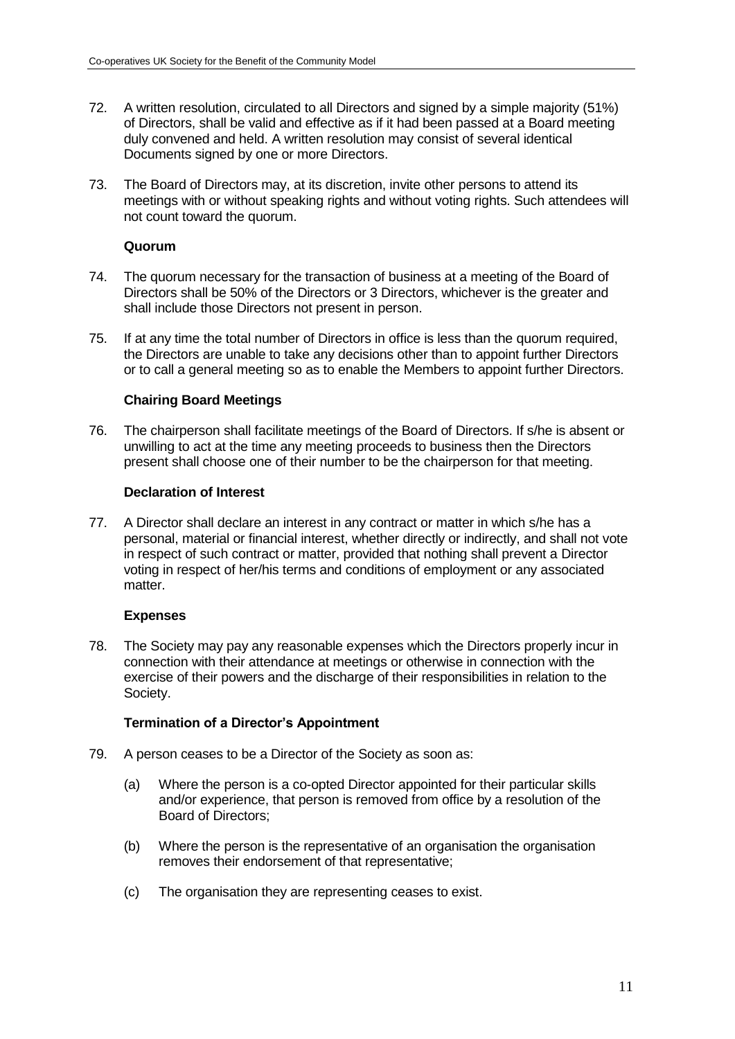72. A written resolution, circulated to all Directors and signed by a simple majority (51%) of Directors, shall be valid and effective as if it had been passed at a Board meeting duly convened and held. A written resolution may consist of several identical Documents signed by one or more Directors.

73. The Board of Directors may, at its discretion, invite other persons to attend its meetings with or without speaking rights and without voting rights. Such attendees will not count toward the quorum.

**Quorum**

74. The quorum necessary for the transaction of business at a meeting of the Board of Directors shall be 50% of the Directors or 3 Directors, whichever is the greater and shall include those Directors not present in person.

75. If at any time the total number of Directors in office is less than the quorum required, the Directors are unable to take any decisions other than to appoint further Directors or to call a general meeting so as to enable the Members to appoint further Directors.

**Chairing Board Meetings**

76. The chairperson shall facilitate meetings of the Board of Directors. If s/he is absent or unwilling to act at the time any meeting proceeds to business then the Directors present shall choose one of their number to be the chairperson for that meeting.

**Declaration of Interest**

77. A Director shall declare an interest in any contract or matter in which s/he has a personal, material or financial interest, whether directly or indirectly, and shall not vote in respect of such contract or matter, provided that nothing shall prevent a Director voting in respect of her/his terms and conditions of employment or any associated matter.

**Expenses**

78. The Society may pay any reasonable expenses which the Directors properly incur in connection with their attendance at meetings or otherwise in connection with the exercise of their powers and the discharge of their responsibilities in relation to the Society.

**Termination of a Director's Appointment**

79. A person ceases to be a Director of the Society as soon as:

    (a) Where the person is a co-opted Director appointed for their particular skills and/or experience, that person is removed from office by a resolution of the Board of Directors;

    (b) Where the person is the representative of an organisation the organisation removes their endorsement of that representative;

    (c) The organisation they are representing ceases to exist.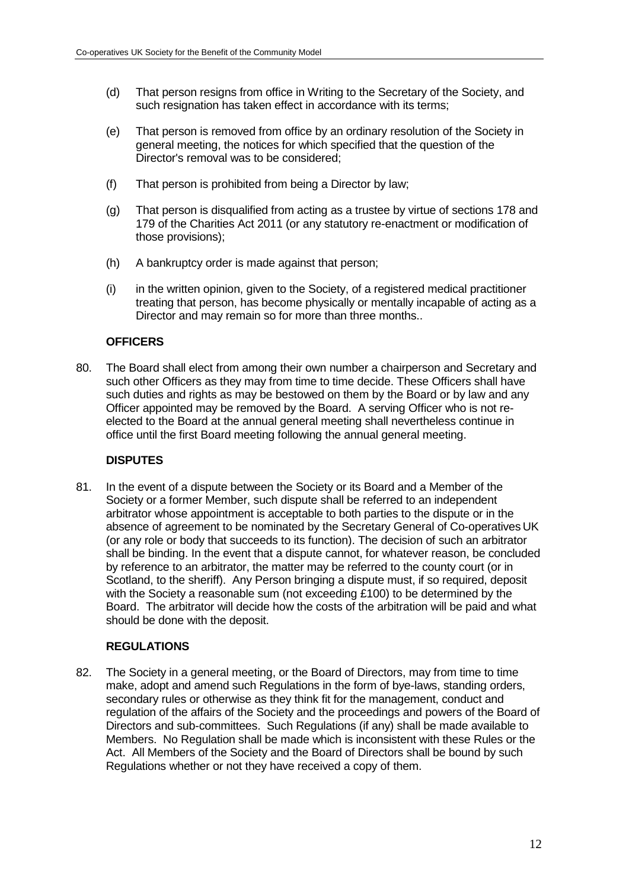(d) That person resigns from office in Writing to the Secretary of the Society, and such resignation has taken effect in accordance with its terms;

(e) That person is removed from office by an ordinary resolution of the Society in general meeting, the notices for which specified that the question of the Director's removal was to be considered;

(f) That person is prohibited from being a Director by law;

(g) That person is disqualified from acting as a trustee by virtue of sections 178 and 179 of the Charities Act 2011 (or any statutory re-enactment or modification of those provisions);

(h) A bankruptcy order is made against that person;

(i) in the written opinion, given to the Society, of a registered medical practitioner treating that person, has become physically or mentally incapable of acting as a Director and may remain so for more than three months..

### OFFICERS

80. The Board shall elect from among their own number a chairperson and Secretary and such other Officers as they may from time to time decide. These Officers shall have such duties and rights as may be bestowed on them by the Board or by law and any Officer appointed may be removed by the Board. A serving Officer who is not re-elected to the Board at the annual general meeting shall nevertheless continue in office until the first Board meeting following the annual general meeting.

### DISPUTES

81. In the event of a dispute between the Society or its Board and a Member of the Society or a former Member, such dispute shall be referred to an independent arbitrator whose appointment is acceptable to both parties to the dispute or in the absence of agreement to be nominated by the Secretary General of Co-operatives UK (or any role or body that succeeds to its function). The decision of such an arbitrator shall be binding. In the event that a dispute cannot, for whatever reason, be concluded by reference to an arbitrator, the matter may be referred to the county court (or in Scotland, to the sheriff). Any Person bringing a dispute must, if so required, deposit with the Society a reasonable sum (not exceeding £100) to be determined by the Board. The arbitrator will decide how the costs of the arbitration will be paid and what should be done with the deposit.

### REGULATIONS

82. The Society in a general meeting, or the Board of Directors, may from time to time make, adopt and amend such Regulations in the form of bye-laws, standing orders, secondary rules or otherwise as they think fit for the management, conduct and regulation of the affairs of the Society and the proceedings and powers of the Board of Directors and sub-committees. Such Regulations (if any) shall be made available to Members. No Regulation shall be made which is inconsistent with these Rules or the Act. All Members of the Society and the Board of Directors shall be bound by such Regulations whether or not they have received a copy of them.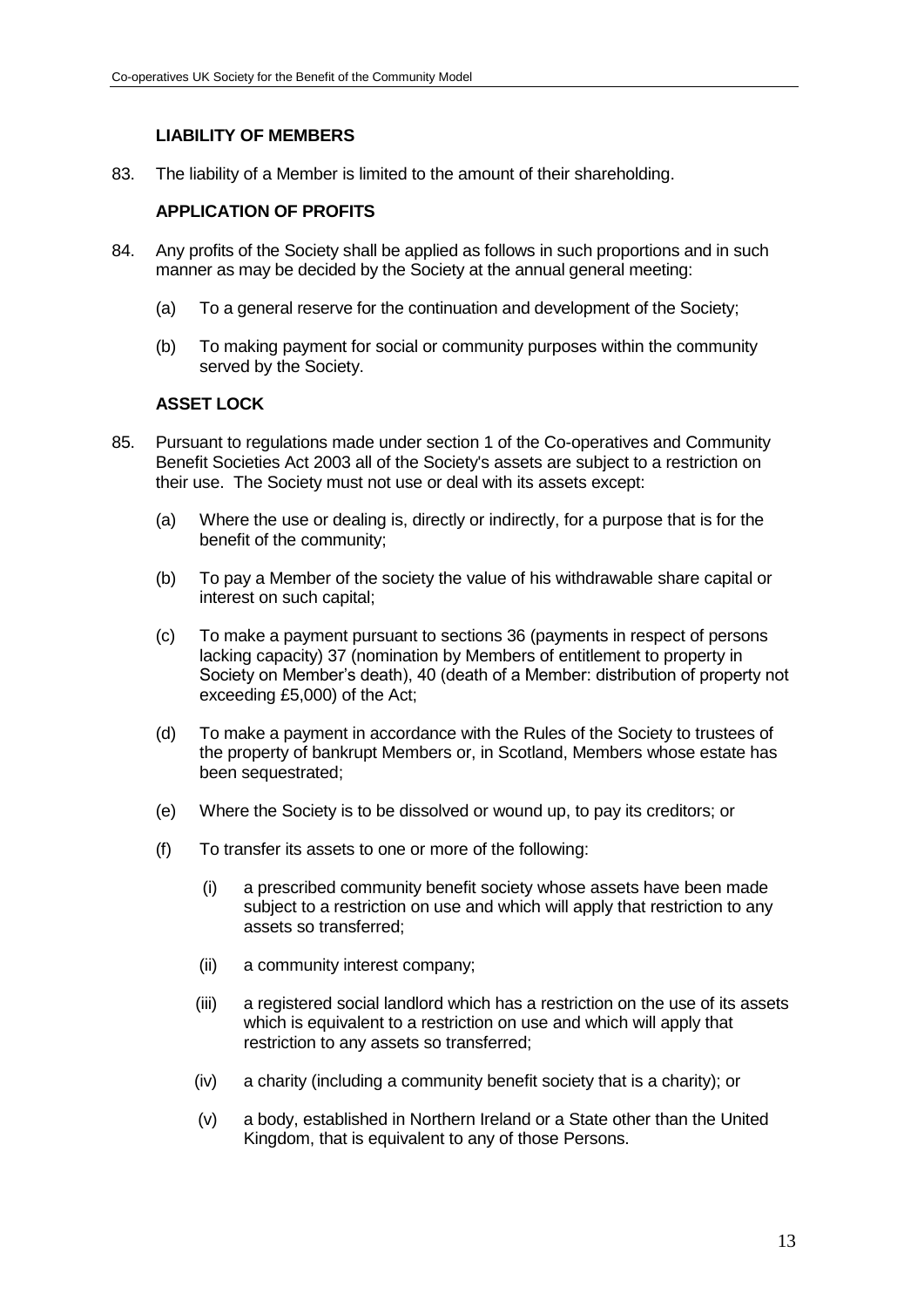### LIABILITY OF MEMBERS

83. The liability of a Member is limited to the amount of their shareholding.

### APPLICATION OF PROFITS

84. Any profits of the Society shall be applied as follows in such proportions and in such manner as may be decided by the Society at the annual general meeting:

    (a) To a general reserve for the continuation and development of the Society;

    (b) To making payment for social or community purposes within the community served by the Society.

### ASSET LOCK

85. Pursuant to regulations made under section 1 of the Co-operatives and Community Benefit Societies Act 2003 all of the Society's assets are subject to a restriction on their use. The Society must not use or deal with its assets except:

    (a) Where the use or dealing is, directly or indirectly, for a purpose that is for the benefit of the community;

    (b) To pay a Member of the society the value of his withdrawable share capital or interest on such capital;

    (c) To make a payment pursuant to sections 36 (payments in respect of persons lacking capacity) 37 (nomination by Members of entitlement to property in Society on Member's death), 40 (death of a Member: distribution of property not exceeding £5,000) of the Act;

    (d) To make a payment in accordance with the Rules of the Society to trustees of the property of bankrupt Members or, in Scotland, Members whose estate has been sequestrated;

    (e) Where the Society is to be dissolved or wound up, to pay its creditors; or

    (f) To transfer its assets to one or more of the following:

        (i) a prescribed community benefit society whose assets have been made subject to a restriction on use and which will apply that restriction to any assets so transferred;

        (ii) a community interest company;

        (iii) a registered social landlord which has a restriction on the use of its assets which is equivalent to a restriction on use and which will apply that restriction to any assets so transferred;

        (iv) a charity (including a community benefit society that is a charity); or

        (v) a body, established in Northern Ireland or a State other than the United Kingdom, that is equivalent to any of those Persons.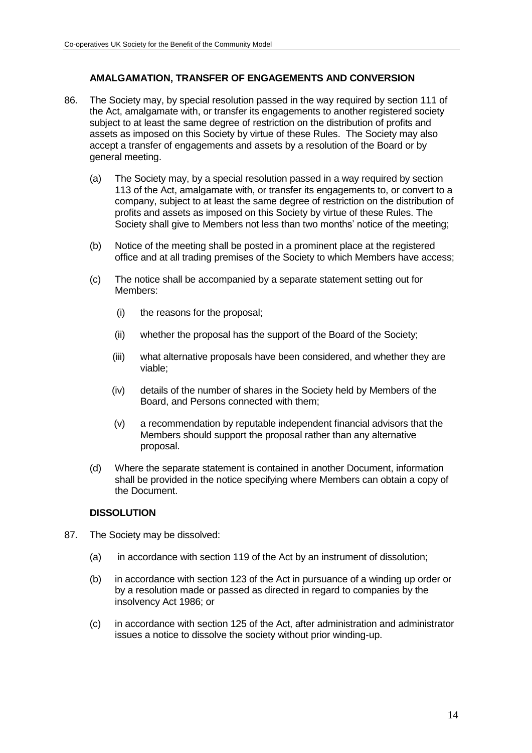### AMALGAMATION, TRANSFER OF ENGAGEMENTS AND CONVERSION

86. The Society may, by special resolution passed in the way required by section 111 of the Act, amalgamate with, or transfer its engagements to another registered society subject to at least the same degree of restriction on the distribution of profits and assets as imposed on this Society by virtue of these Rules. The Society may also accept a transfer of engagements and assets by a resolution of the Board or by general meeting.

    (a) The Society may, by a special resolution passed in a way required by section 113 of the Act, amalgamate with, or transfer its engagements to, or convert to a company, subject to at least the same degree of restriction on the distribution of profits and assets as imposed on this Society by virtue of these Rules. The Society shall give to Members not less than two months' notice of the meeting;

    (b) Notice of the meeting shall be posted in a prominent place at the registered office and at all trading premises of the Society to which Members have access;

    (c) The notice shall be accompanied by a separate statement setting out for Members:

        (i) the reasons for the proposal;

        (ii) whether the proposal has the support of the Board of the Society;

        (iii) what alternative proposals have been considered, and whether they are viable;

        (iv) details of the number of shares in the Society held by Members of the Board, and Persons connected with them;

        (v) a recommendation by reputable independent financial advisors that the Members should support the proposal rather than any alternative proposal.

    (d) Where the separate statement is contained in another Document, information shall be provided in the notice specifying where Members can obtain a copy of the Document.

### DISSOLUTION

87. The Society may be dissolved:

    (a) in accordance with section 119 of the Act by an instrument of dissolution;

    (b) in accordance with section 123 of the Act in pursuance of a winding up order or by a resolution made or passed as directed in regard to companies by the insolvency Act 1986; or

    (c) in accordance with section 125 of the Act, after administration and administrator issues a notice to dissolve the society without prior winding-up.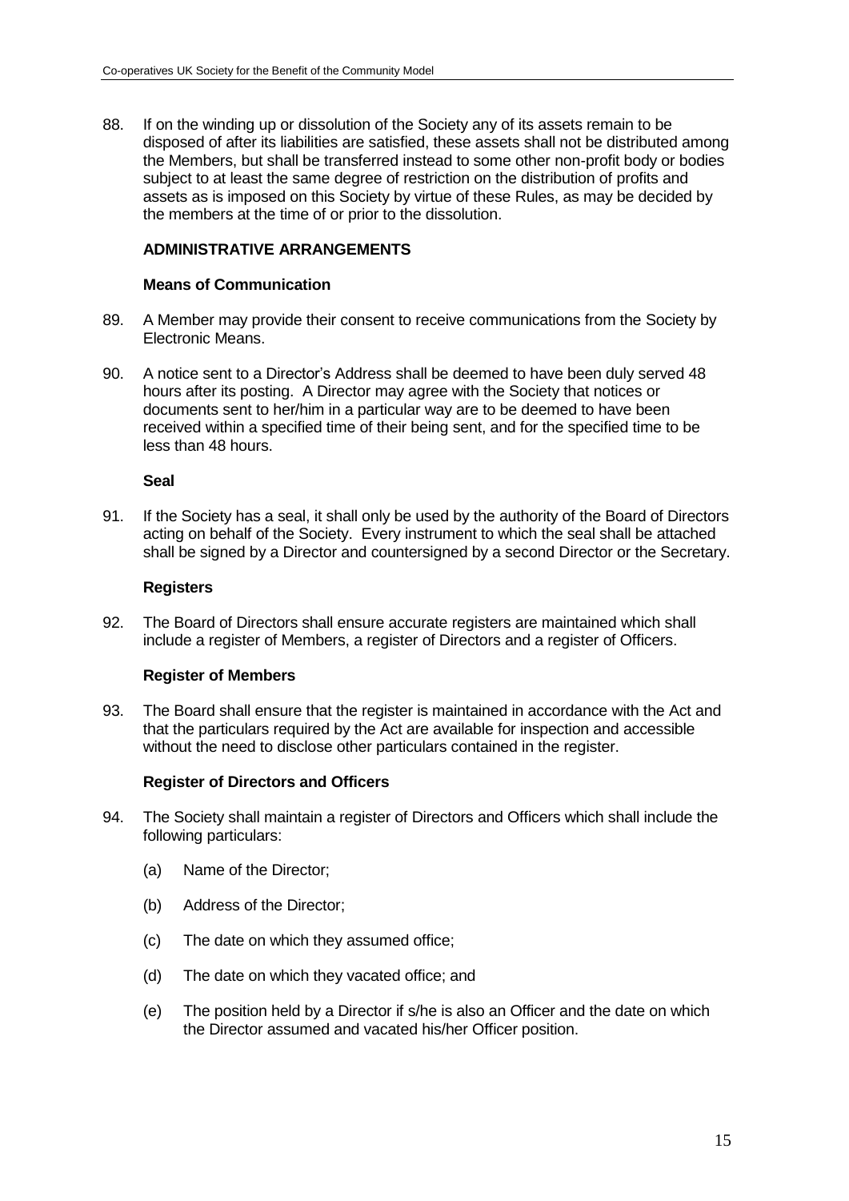88. If on the winding up or dissolution of the Society any of its assets remain to be disposed of after its liabilities are satisfied, these assets shall not be distributed among the Members, but shall be transferred instead to some other non-profit body or bodies subject to at least the same degree of restriction on the distribution of profits and assets as is imposed on this Society by virtue of these Rules, as may be decided by the members at the time of or prior to the dissolution.

## ADMINISTRATIVE ARRANGEMENTS

### Means of Communication

89. A Member may provide their consent to receive communications from the Society by Electronic Means.

90. A notice sent to a Director's Address shall be deemed to have been duly served 48 hours after its posting. A Director may agree with the Society that notices or documents sent to her/him in a particular way are to be deemed to have been received within a specified time of their being sent, and for the specified time to be less than 48 hours.

### Seal

91. If the Society has a seal, it shall only be used by the authority of the Board of Directors acting on behalf of the Society. Every instrument to which the seal shall be attached shall be signed by a Director and countersigned by a second Director or the Secretary.

### Registers

92. The Board of Directors shall ensure accurate registers are maintained which shall include a register of Members, a register of Directors and a register of Officers.

### Register of Members

93. The Board shall ensure that the register is maintained in accordance with the Act and that the particulars required by the Act are available for inspection and accessible without the need to disclose other particulars contained in the register.

### Register of Directors and Officers

94. The Society shall maintain a register of Directors and Officers which shall include the following particulars:

    (a) Name of the Director;

    (b) Address of the Director;

    (c) The date on which they assumed office;

    (d) The date on which they vacated office; and

    (e) The position held by a Director if s/he is also an Officer and the date on which the Director assumed and vacated his/her Officer position.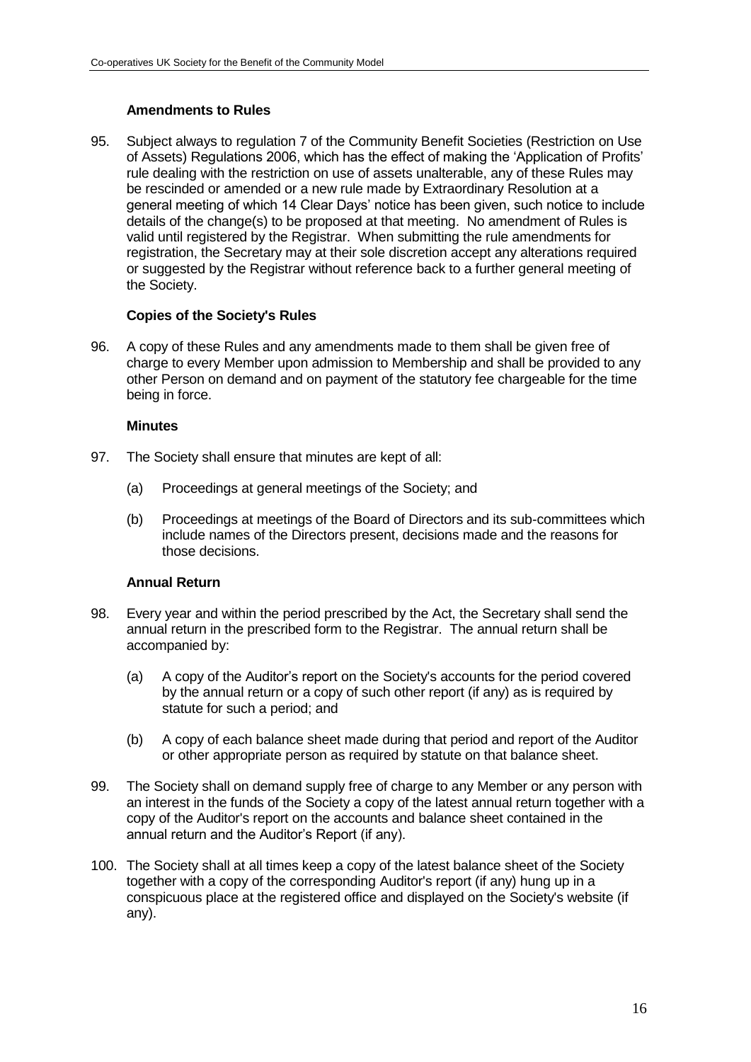### Amendments to Rules

95. Subject always to regulation 7 of the Community Benefit Societies (Restriction on Use of Assets) Regulations 2006, which has the effect of making the 'Application of Profits' rule dealing with the restriction on use of assets unalterable, any of these Rules may be rescinded or amended or a new rule made by Extraordinary Resolution at a general meeting of which 14 Clear Days' notice has been given, such notice to include details of the change(s) to be proposed at that meeting. No amendment of Rules is valid until registered by the Registrar. When submitting the rule amendments for registration, the Secretary may at their sole discretion accept any alterations required or suggested by the Registrar without reference back to a further general meeting of the Society.

### Copies of the Society's Rules

96. A copy of these Rules and any amendments made to them shall be given free of charge to every Member upon admission to Membership and shall be provided to any other Person on demand and on payment of the statutory fee chargeable for the time being in force.

### Minutes

97. The Society shall ensure that minutes are kept of all:

    (a) Proceedings at general meetings of the Society; and

    (b) Proceedings at meetings of the Board of Directors and its sub-committees which include names of the Directors present, decisions made and the reasons for those decisions.

### Annual Return

98. Every year and within the period prescribed by the Act, the Secretary shall send the annual return in the prescribed form to the Registrar. The annual return shall be accompanied by:

    (a) A copy of the Auditor's report on the Society's accounts for the period covered by the annual return or a copy of such other report (if any) as is required by statute for such a period; and

    (b) A copy of each balance sheet made during that period and report of the Auditor or other appropriate person as required by statute on that balance sheet.

99. The Society shall on demand supply free of charge to any Member or any person with an interest in the funds of the Society a copy of the latest annual return together with a copy of the Auditor's report on the accounts and balance sheet contained in the annual return and the Auditor's Report (if any).

100. The Society shall at all times keep a copy of the latest balance sheet of the Society together with a copy of the corresponding Auditor's report (if any) hung up in a conspicuous place at the registered office and displayed on the Society's website (if any).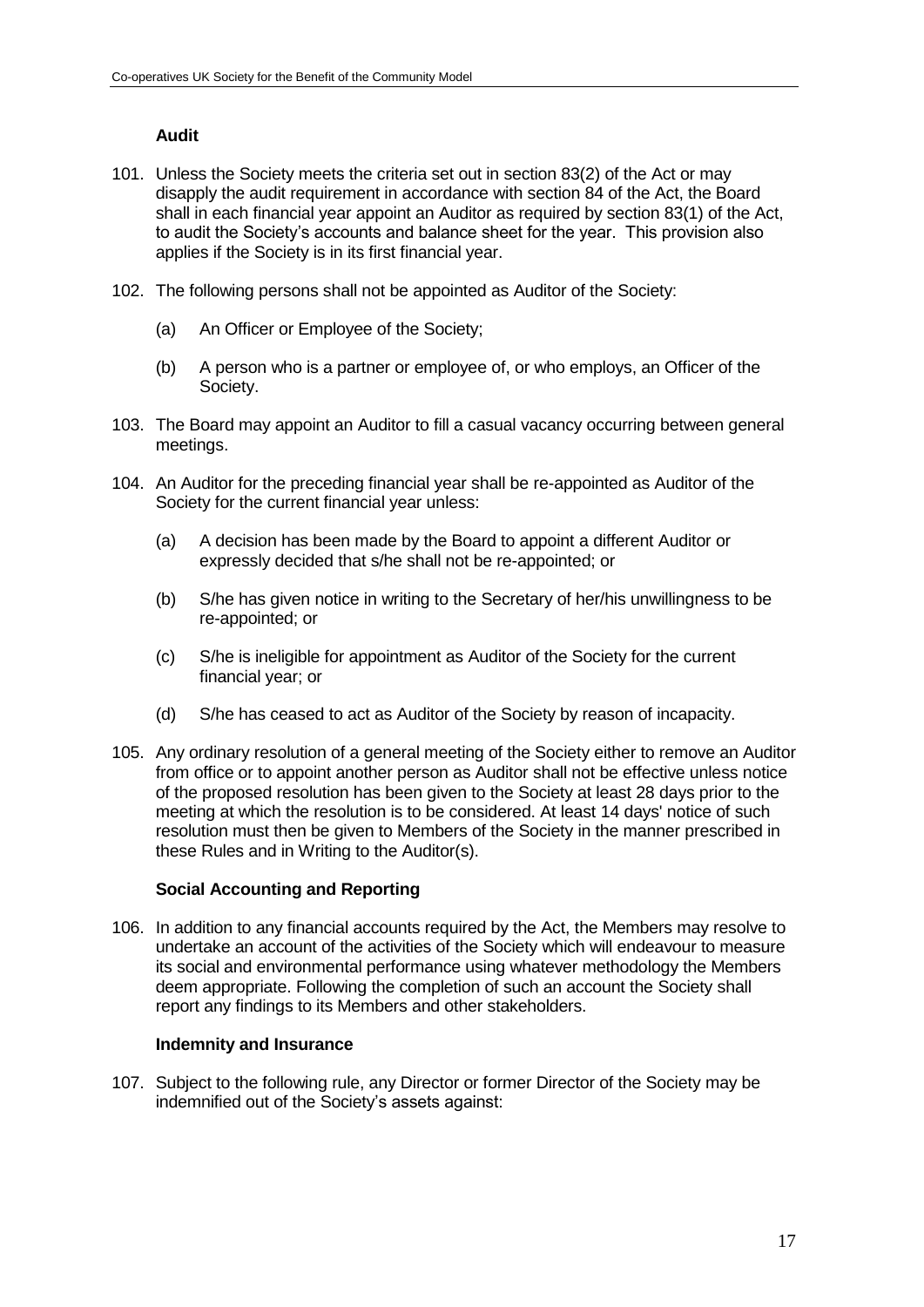### Audit

101. Unless the Society meets the criteria set out in section 83(2) of the Act or may disapply the audit requirement in accordance with section 84 of the Act, the Board shall in each financial year appoint an Auditor as required by section 83(1) of the Act, to audit the Society's accounts and balance sheet for the year. This provision also applies if the Society is in its first financial year.

102. The following persons shall not be appointed as Auditor of the Society:

    (a) An Officer or Employee of the Society;

    (b) A person who is a partner or employee of, or who employs, an Officer of the Society.

103. The Board may appoint an Auditor to fill a casual vacancy occurring between general meetings.

104. An Auditor for the preceding financial year shall be re-appointed as Auditor of the Society for the current financial year unless:

    (a) A decision has been made by the Board to appoint a different Auditor or expressly decided that s/he shall not be re-appointed; or

    (b) S/he has given notice in writing to the Secretary of her/his unwillingness to be re-appointed; or

    (c) S/he is ineligible for appointment as Auditor of the Society for the current financial year; or

    (d) S/he has ceased to act as Auditor of the Society by reason of incapacity.

105. Any ordinary resolution of a general meeting of the Society either to remove an Auditor from office or to appoint another person as Auditor shall not be effective unless notice of the proposed resolution has been given to the Society at least 28 days prior to the meeting at which the resolution is to be considered. At least 14 days' notice of such resolution must then be given to Members of the Society in the manner prescribed in these Rules and in Writing to the Auditor(s).

### Social Accounting and Reporting

106. In addition to any financial accounts required by the Act, the Members may resolve to undertake an account of the activities of the Society which will endeavour to measure its social and environmental performance using whatever methodology the Members deem appropriate. Following the completion of such an account the Society shall report any findings to its Members and other stakeholders.

### Indemnity and Insurance

107. Subject to the following rule, any Director or former Director of the Society may be indemnified out of the Society's assets against: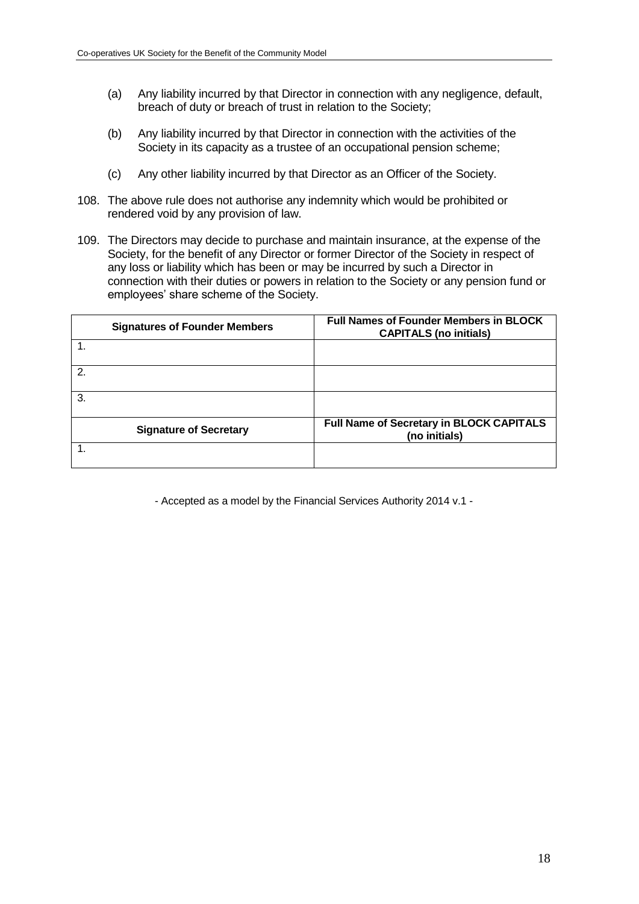(a) Any liability incurred by that Director in connection with any negligence, default, breach of duty or breach of trust in relation to the Society;

(b) Any liability incurred by that Director in connection with the activities of the Society in its capacity as a trustee of an occupational pension scheme;

(c) Any other liability incurred by that Director as an Officer of the Society.

108. The above rule does not authorise any indemnity which would be prohibited or rendered void by any provision of law.

109. The Directors may decide to purchase and maintain insurance, at the expense of the Society, for the benefit of any Director or former Director of the Society in respect of any loss or liability which has been or may be incurred by such a Director in connection with their duties or powers in relation to the Society or any pension fund or employees' share scheme of the Society.

| **Signatures of Founder Members** | **Full Names of Founder Members in BLOCK CAPITALS (no initials)** |
|---|---|
| 1. | |
| 2. | |
| 3. | |
| **Signature of Secretary** | **Full Name of Secretary in BLOCK CAPITALS (no initials)** |
| 1. | |

- Accepted as a model by the Financial Services Authority 2014 v.1 -